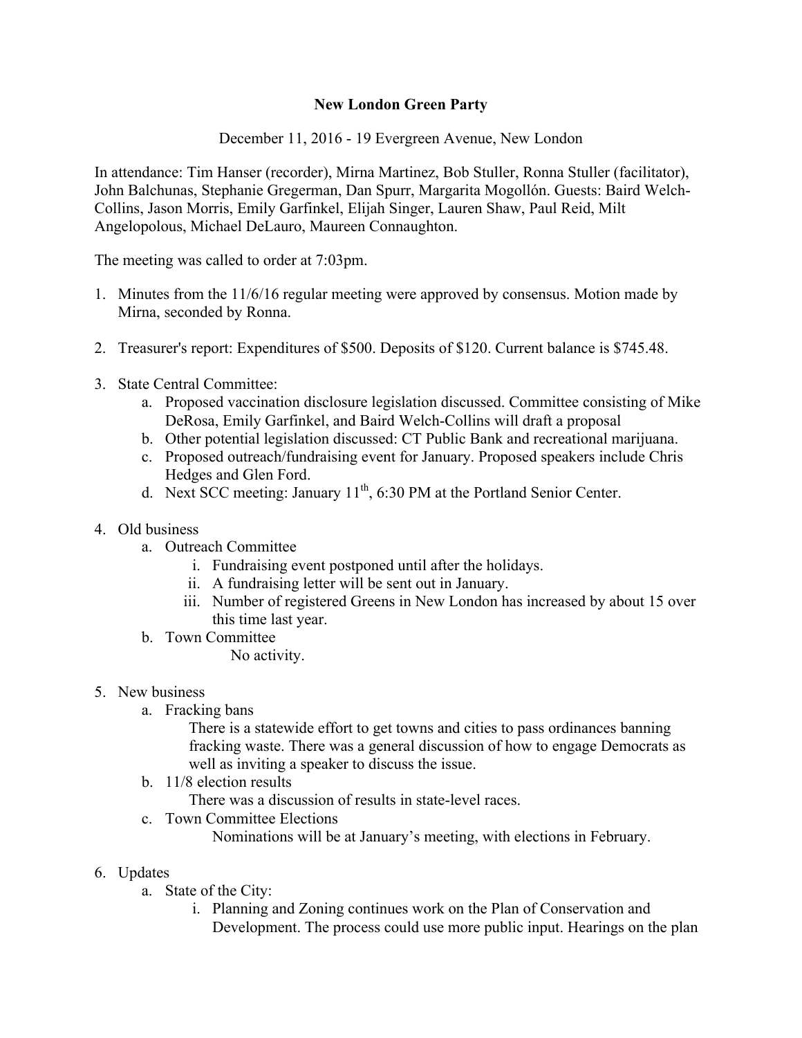**New London Green Party**

December 11, 2016 - 19 Evergreen Avenue, New London

In attendance: Tim Hanser (recorder), Mirna Martinez, Bob Stuller, Ronna Stuller (facilitator), John Balchunas, Stephanie Gregerman, Dan Spurr, Margarita Mogollón. Guests: Baird Welch-Collins, Jason Morris, Emily Garfinkel, Elijah Singer, Lauren Shaw, Paul Reid, Milt Angelopolous, Michael DeLauro, Maureen Connaughton.

The meeting was called to order at 7:03pm.

1. Minutes from the 11/6/16 regular meeting were approved by consensus. Motion made by Mirna, seconded by Ronna.

2. Treasurer's report: Expenditures of $500. Deposits of $120. Current balance is $745.48.

3. State Central Committee:
   a. Proposed vaccination disclosure legislation discussed. Committee consisting of Mike DeRosa, Emily Garfinkel, and Baird Welch-Collins will draft a proposal
   b. Other potential legislation discussed: CT Public Bank and recreational marijuana.
   c. Proposed outreach/fundraising event for January. Proposed speakers include Chris Hedges and Glen Ford.
   d. Next SCC meeting: January 11th, 6:30 PM at the Portland Senior Center.

4. Old business
   a. Outreach Committee
      i. Fundraising event postponed until after the holidays.
      ii. A fundraising letter will be sent out in January.
      iii. Number of registered Greens in New London has increased by about 15 over this time last year.
   b. Town Committee

      No activity.

5. New business
   a. Fracking bans

      There is a statewide effort to get towns and cities to pass ordinances banning fracking waste. There was a general discussion of how to engage Democrats as well as inviting a speaker to discuss the issue.
   b. 11/8 election results

      There was a discussion of results in state-level races.
   c. Town Committee Elections

      Nominations will be at January's meeting, with elections in February.

6. Updates
   a. State of the City:
      i. Planning and Zoning continues work on the Plan of Conservation and Development. The process could use more public input. Hearings on the plan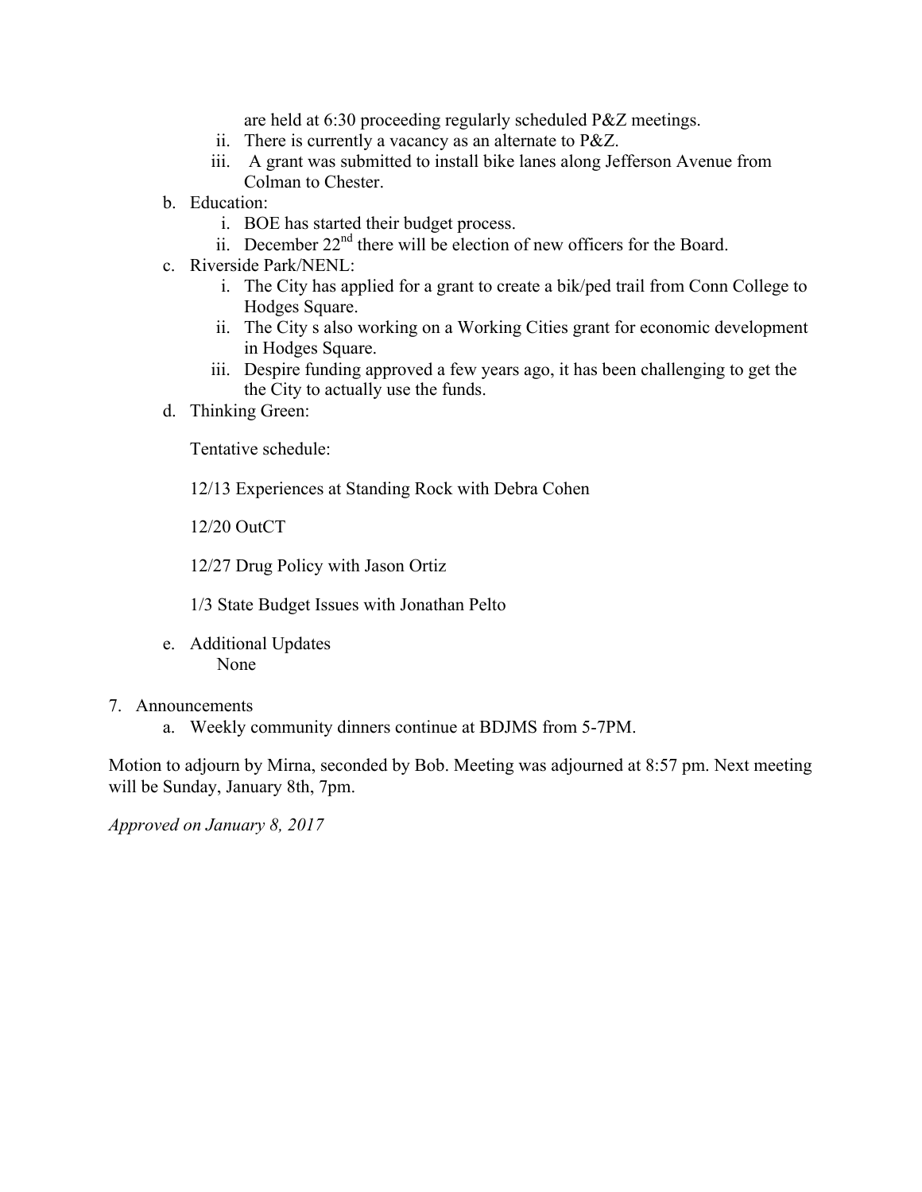are held at 6:30 proceeding regularly scheduled P&Z meetings.

ii. There is currently a vacancy as an alternate to P&Z.

iii. A grant was submitted to install bike lanes along Jefferson Avenue from Colman to Chester.

b. Education:

i. BOE has started their budget process.

ii. December 22nd there will be election of new officers for the Board.

c. Riverside Park/NENL:

i. The City has applied for a grant to create a bik/ped trail from Conn College to Hodges Square.

ii. The City s also working on a Working Cities grant for economic development in Hodges Square.

iii. Despire funding approved a few years ago, it has been challenging to get the the City to actually use the funds.

d. Thinking Green:

Tentative schedule:

12/13 Experiences at Standing Rock with Debra Cohen

12/20 OutCT

12/27 Drug Policy with Jason Ortiz

1/3 State Budget Issues with Jonathan Pelto

e. Additional Updates

None

7. Announcements

a. Weekly community dinners continue at BDJMS from 5-7PM.

Motion to adjourn by Mirna, seconded by Bob. Meeting was adjourned at 8:57 pm. Next meeting will be Sunday, January 8th, 7pm.

*Approved on January 8, 2017*